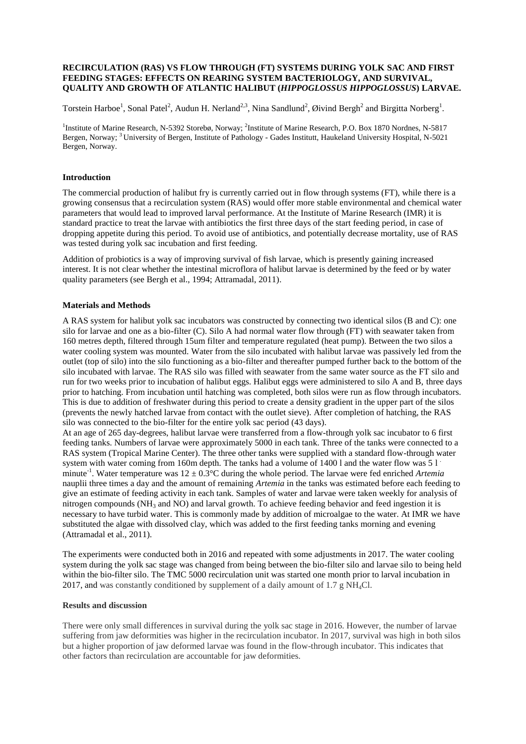**RECIRCULATION (RAS) VS FLOW THROUGH (FT) SYSTEMS DURING YOLK SAC AND FIRST FEEDING STAGES: EFFECTS ON REARING SYSTEM BACTERIOLOGY, AND SURVIVAL, QUALITY AND GROWTH OF ATLANTIC HALIBUT (*HIPPOGLOSSUS HIPPOGLOSSUS*) LARVAE.**

Torstein Harboe[1], Sonal Patel[2], Audun H. Nerland[2,3], Nina Sandlund[2], Øivind Bergh[2] and Birgitta Norberg[1].

[1]Institute of Marine Research, N-5392 Storebø, Norway; [2]Institute of Marine Research, P.O. Box 1870 Nordnes, N-5817 Bergen, Norway; [3]University of Bergen, Institute of Pathology - Gades Institutt, Haukeland University Hospital, N-5021 Bergen, Norway.

## Introduction

The commercial production of halibut fry is currently carried out in flow through systems (FT), while there is a growing consensus that a recirculation system (RAS) would offer more stable environmental and chemical water parameters that would lead to improved larval performance. At the Institute of Marine Research (IMR) it is standard practice to treat the larvae with antibiotics the first three days of the start feeding period, in case of dropping appetite during this period. To avoid use of antibiotics, and potentially decrease mortality, use of RAS was tested during yolk sac incubation and first feeding.

Addition of probiotics is a way of improving survival of fish larvae, which is presently gaining increased interest. It is not clear whether the intestinal microflora of halibut larvae is determined by the feed or by water quality parameters (see Bergh et al., 1994; Attramadal, 2011).

## Materials and Methods

A RAS system for halibut yolk sac incubators was constructed by connecting two identical silos (B and C): one silo for larvae and one as a bio-filter (C). Silo A had normal water flow through (FT) with seawater taken from 160 metres depth, filtered through 15um filter and temperature regulated (heat pump). Between the two silos a water cooling system was mounted. Water from the silo incubated with halibut larvae was passively led from the outlet (top of silo) into the silo functioning as a bio-filter and thereafter pumped further back to the bottom of the silo incubated with larvae. The RAS silo was filled with seawater from the same water source as the FT silo and run for two weeks prior to incubation of halibut eggs. Halibut eggs were administered to silo A and B, three days prior to hatching. From incubation until hatching was completed, both silos were run as flow through incubators. This is due to addition of freshwater during this period to create a density gradient in the upper part of the silos (prevents the newly hatched larvae from contact with the outlet sieve). After completion of hatching, the RAS silo was connected to the bio-filter for the entire yolk sac period (43 days).

At an age of 265 day-degrees, halibut larvae were transferred from a flow-through yolk sac incubator to 6 first feeding tanks. Numbers of larvae were approximately 5000 in each tank. Three of the tanks were connected to a RAS system (Tropical Marine Center). The three other tanks were supplied with a standard flow-through water system with water coming from 160m depth. The tanks had a volume of 1400 l and the water flow was 5 $l \cdot minute^{-1}$. Water temperature was $12 \pm 0.3$°C during the whole period. The larvae were fed enriched *Artemia* nauplii three times a day and the amount of remaining *Artemia* in the tanks was estimated before each feeding to give an estimate of feeding activity in each tank. Samples of water and larvae were taken weekly for analysis of nitrogen compounds ($NH_3$ and NO) and larval growth. To achieve feeding behavior and feed ingestion it is necessary to have turbid water. This is commonly made by addition of microalgae to the water. At IMR we have substituted the algae with dissolved clay, which was added to the first feeding tanks morning and evening (Attramadal et al., 2011).

The experiments were conducted both in 2016 and repeated with some adjustments in 2017. The water cooling system during the yolk sac stage was changed from being between the bio-filter silo and larvae silo to being held within the bio-filter silo. The TMC 5000 recirculation unit was started one month prior to larval incubation in 2017, and was constantly conditioned by supplement of a daily amount of 1.7 g $NH_4Cl$.

## Results and discussion

There were only small differences in survival during the yolk sac stage in 2016. However, the number of larvae suffering from jaw deformities was higher in the recirculation incubator. In 2017, survival was high in both silos but a higher proportion of jaw deformed larvae was found in the flow-through incubator. This indicates that other factors than recirculation are accountable for jaw deformities.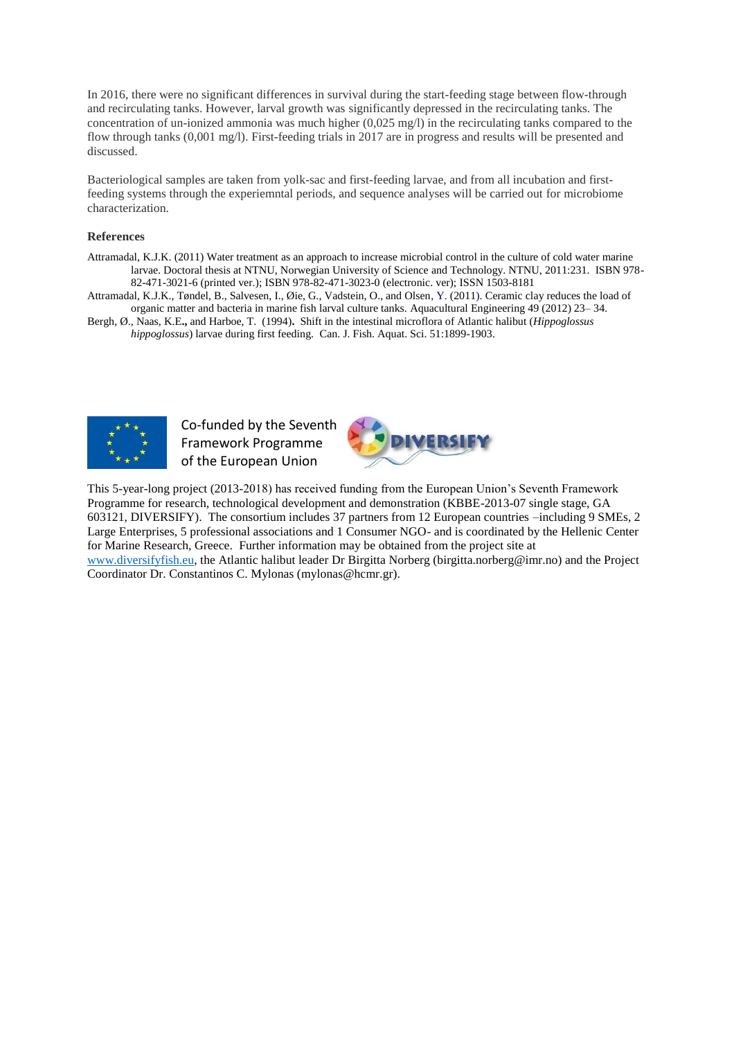In 2016, there were no significant differences in survival during the start-feeding stage between flow-through and recirculating tanks. However, larval growth was significantly depressed in the recirculating tanks. The concentration of un-ionized ammonia was much higher (0,025 mg/l) in the recirculating tanks compared to the flow through tanks (0,001 mg/l). First-feeding trials in 2017 are in progress and results will be presented and discussed.

Bacteriological samples are taken from yolk-sac and first-feeding larvae, and from all incubation and first-feeding systems through the experiemntal periods, and sequence analyses will be carried out for microbiome characterization.

**References**

Attramadal, K.J.K. (2011) Water treatment as an approach to increase microbial control in the culture of cold water marine larvae. Doctoral thesis at NTNU, Norwegian University of Science and Technology. NTNU, 2011:231. ISBN 978-82-471-3021-6 (printed ver.); ISBN 978-82-471-3023-0 (electronic. ver); ISSN 1503-8181

Attramadal, K.J.K., Tøndel, B., Salvesen, I., Øie, G., Vadstein, O., and Olsen, Y. (2011). Ceramic clay reduces the load of organic matter and bacteria in marine fish larval culture tanks. Aquacultural Engineering 49 (2012) 23– 34.

Bergh, Ø., Naas, K.E**.,** and Harboe, T. (1994)**.** Shift in the intestinal microflora of Atlantic halibut (*Hippoglossus hippoglossus*) larvae during first feeding. Can. J. Fish. Aquat. Sci. 51:1899-1903.

Co-funded by the Seventh Framework Programme of the European Union

DIVERSIFY

This 5-year-long project (2013-2018) has received funding from the European Union's Seventh Framework Programme for research, technological development and demonstration (KBBE-2013-07 single stage, GA 603121, DIVERSIFY). The consortium includes 37 partners from 12 European countries –including 9 SMEs, 2 Large Enterprises, 5 professional associations and 1 Consumer NGO- and is coordinated by the Hellenic Center for Marine Research, Greece. Further information may be obtained from the project site at www.diversifyfish.eu, the Atlantic halibut leader Dr Birgitta Norberg (birgitta.norberg@imr.no) and the Project Coordinator Dr. Constantinos C. Mylonas (mylonas@hcmr.gr).